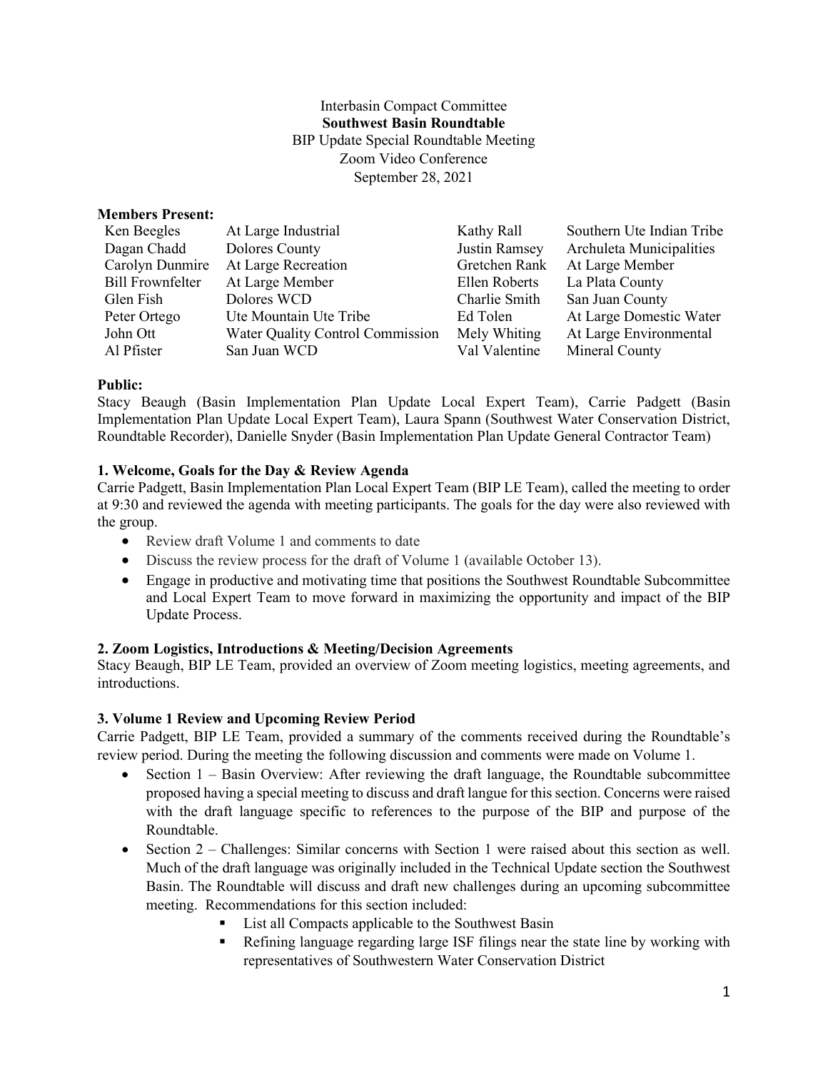Interbasin Compact Committee

**Southwest Basin Roundtable**

BIP Update Special Roundtable Meeting

Zoom Video Conference

September 28, 2021

**Members Present:**

| | | | |
|---|---|---|---|
| Ken Beegles | At Large Industrial | Kathy Rall | Southern Ute Indian Tribe |
| Dagan Chadd | Dolores County | Justin Ramsey | Archuleta Municipalities |
| Carolyn Dunmire | At Large Recreation | Gretchen Rank | At Large Member |
| Bill Frownfelter | At Large Member | Ellen Roberts | La Plata County |
| Glen Fish | Dolores WCD | Charlie Smith | San Juan County |
| Peter Ortego | Ute Mountain Ute Tribe | Ed Tolen | At Large Domestic Water |
| John Ott | Water Quality Control Commission | Mely Whiting | At Large Environmental |
| Al Pfister | San Juan WCD | Val Valentine | Mineral County |

**Public:**

Stacy Beaugh (Basin Implementation Plan Update Local Expert Team), Carrie Padgett (Basin Implementation Plan Update Local Expert Team), Laura Spann (Southwest Water Conservation District, Roundtable Recorder), Danielle Snyder (Basin Implementation Plan Update General Contractor Team)

**1. Welcome, Goals for the Day & Review Agenda**

Carrie Padgett, Basin Implementation Plan Local Expert Team (BIP LE Team), called the meeting to order at 9:30 and reviewed the agenda with meeting participants. The goals for the day were also reviewed with the group.

- Review draft Volume 1 and comments to date
- Discuss the review process for the draft of Volume 1 (available October 13).
- Engage in productive and motivating time that positions the Southwest Roundtable Subcommittee and Local Expert Team to move forward in maximizing the opportunity and impact of the BIP Update Process.

**2. Zoom Logistics, Introductions & Meeting/Decision Agreements**

Stacy Beaugh, BIP LE Team, provided an overview of Zoom meeting logistics, meeting agreements, and introductions.

**3. Volume 1 Review and Upcoming Review Period**

Carrie Padgett, BIP LE Team, provided a summary of the comments received during the Roundtable's review period. During the meeting the following discussion and comments were made on Volume 1.

- Section 1 – Basin Overview: After reviewing the draft language, the Roundtable subcommittee proposed having a special meeting to discuss and draft langue for this section. Concerns were raised with the draft language specific to references to the purpose of the BIP and purpose of the Roundtable.
- Section 2 – Challenges: Similar concerns with Section 1 were raised about this section as well. Much of the draft language was originally included in the Technical Update section the Southwest Basin. The Roundtable will discuss and draft new challenges during an upcoming subcommittee meeting. Recommendations for this section included:
  - List all Compacts applicable to the Southwest Basin
  - Refining language regarding large ISF filings near the state line by working with representatives of Southwestern Water Conservation District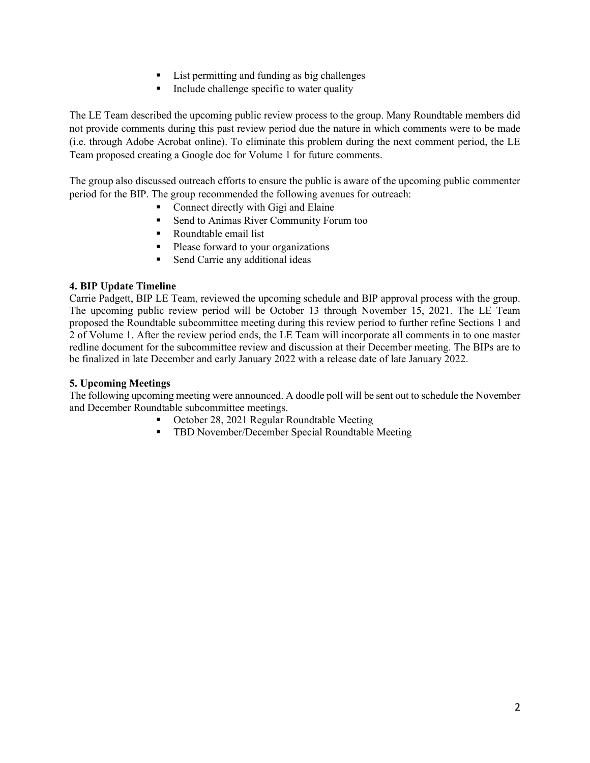- List permitting and funding as big challenges
- Include challenge specific to water quality

The LE Team described the upcoming public review process to the group. Many Roundtable members did not provide comments during this past review period due the nature in which comments were to be made (i.e. through Adobe Acrobat online). To eliminate this problem during the next comment period, the LE Team proposed creating a Google doc for Volume 1 for future comments.

The group also discussed outreach efforts to ensure the public is aware of the upcoming public commenter period for the BIP. The group recommended the following avenues for outreach:

- Connect directly with Gigi and Elaine
- Send to Animas River Community Forum too
- Roundtable email list
- Please forward to your organizations
- Send Carrie any additional ideas

**4. BIP Update Timeline**

Carrie Padgett, BIP LE Team, reviewed the upcoming schedule and BIP approval process with the group. The upcoming public review period will be October 13 through November 15, 2021. The LE Team proposed the Roundtable subcommittee meeting during this review period to further refine Sections 1 and 2 of Volume 1. After the review period ends, the LE Team will incorporate all comments in to one master redline document for the subcommittee review and discussion at their December meeting. The BIPs are to be finalized in late December and early January 2022 with a release date of late January 2022.

**5. Upcoming Meetings**

The following upcoming meeting were announced. A doodle poll will be sent out to schedule the November and December Roundtable subcommittee meetings.

- October 28, 2021 Regular Roundtable Meeting
- TBD November/December Special Roundtable Meeting